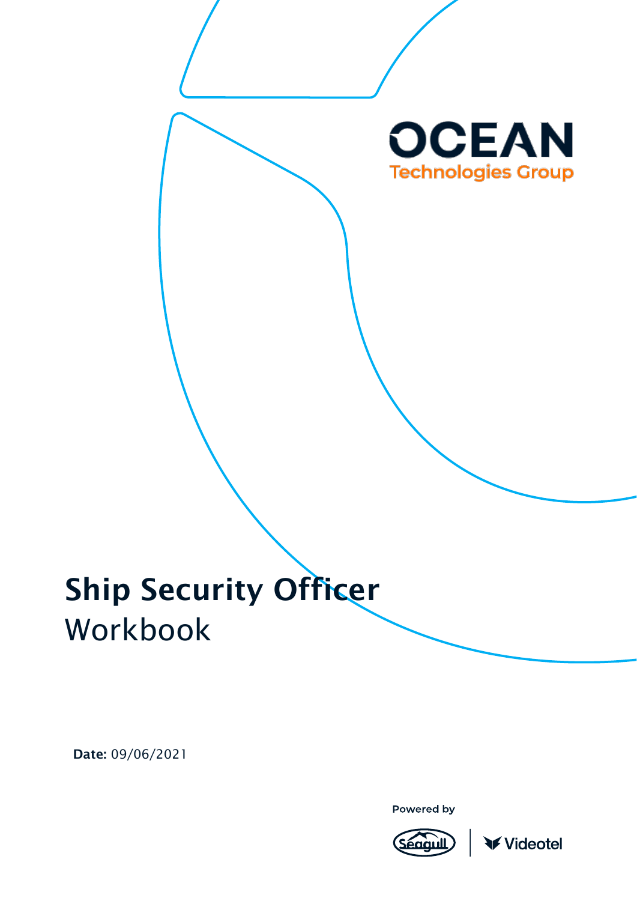OCEAN
Technologies Group

# Ship Security Officer
Workbook

**Date:** 09/06/2021

Powered by

Seagull | Videotel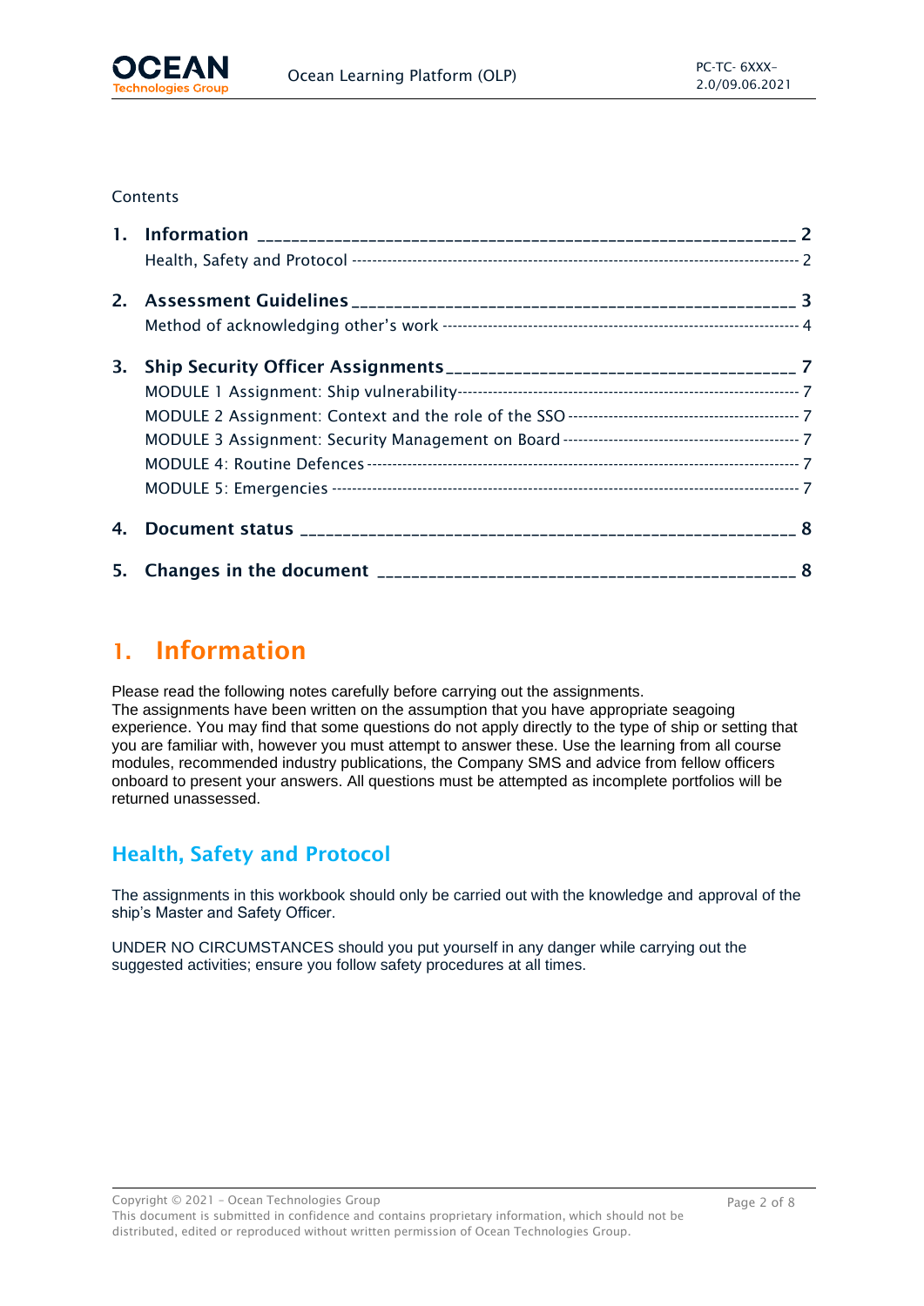Contents

1. **Information** ........................................................ 2
   Health, Safety and Protocol ........................................ 2
2. **Assessment Guidelines** ........................................ 3
   Method of acknowledging other's work ........................ 4
3. **Ship Security Officer Assignments** ........................ 7
   MODULE 1 Assignment: Ship vulnerability ................... 7
   MODULE 2 Assignment: Context and the role of the SSO ... 7
   MODULE 3 Assignment: Security Management on Board ..... 7
   MODULE 4: Routine Defences ...................................... 7
   MODULE 5: Emergencies ........................................... 7
4. **Document status** .................................................. 8
5. **Changes in the document** ....................................... 8

# 1. Information

Please read the following notes carefully before carrying out the assignments.
The assignments have been written on the assumption that you have appropriate seagoing experience. You may find that some questions do not apply directly to the type of ship or setting that you are familiar with, however you must attempt to answer these. Use the learning from all course modules, recommended industry publications, the Company SMS and advice from fellow officers onboard to present your answers. All questions must be attempted as incomplete portfolios will be returned unassessed.

## Health, Safety and Protocol

The assignments in this workbook should only be carried out with the knowledge and approval of the ship's Master and Safety Officer.

UNDER NO CIRCUMSTANCES should you put yourself in any danger while carrying out the suggested activities; ensure you follow safety procedures at all times.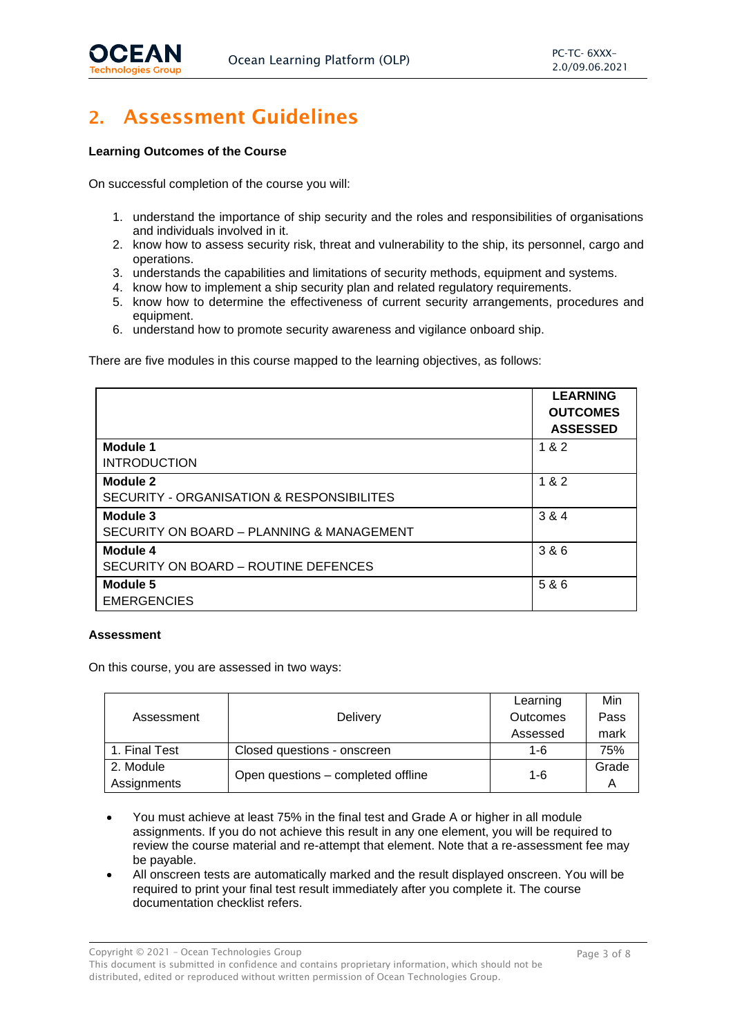## 2. Assessment Guidelines

**Learning Outcomes of the Course**

On successful completion of the course you will:

1. understand the importance of ship security and the roles and responsibilities of organisations and individuals involved in it.
2. know how to assess security risk, threat and vulnerability to the ship, its personnel, cargo and operations.
3. understands the capabilities and limitations of security methods, equipment and systems.
4. know how to implement a ship security plan and related regulatory requirements.
5. know how to determine the effectiveness of current security arrangements, procedures and equipment.
6. understand how to promote security awareness and vigilance onboard ship.

There are five modules in this course mapped to the learning objectives, as follows:

| | LEARNING OUTCOMES ASSESSED |
|---|---|
| **Module 1**<br>INTRODUCTION | 1 & 2 |
| **Module 2**<br>SECURITY - ORGANISATION & RESPONSIBILITES | 1 & 2 |
| **Module 3**<br>SECURITY ON BOARD – PLANNING & MANAGEMENT | 3 & 4 |
| **Module 4**<br>SECURITY ON BOARD – ROUTINE DEFENCES | 3 & 6 |
| **Module 5**<br>EMERGENCIES | 5 & 6 |

**Assessment**

On this course, you are assessed in two ways:

| Assessment | Delivery | Learning Outcomes Assessed | Min Pass mark |
|---|---|---|---|
| 1. Final Test | Closed questions - onscreen | 1-6 | 75% |
| 2. Module Assignments | Open questions – completed offline | 1-6 | Grade A |

- You must achieve at least 75% in the final test and Grade A or higher in all module assignments. If you do not achieve this result in any one element, you will be required to review the course material and re-attempt that element. Note that a re-assessment fee may be payable.
- All onscreen tests are automatically marked and the result displayed onscreen. You will be required to print your final test result immediately after you complete it. The course documentation checklist refers.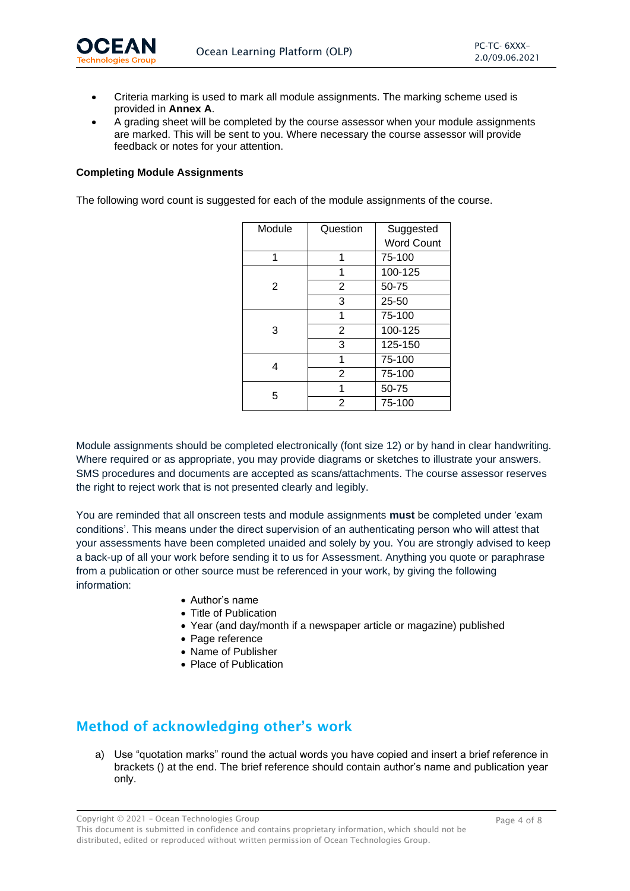- Criteria marking is used to mark all module assignments. The marking scheme used is provided in **Annex A**.
- A grading sheet will be completed by the course assessor when your module assignments are marked. This will be sent to you. Where necessary the course assessor will provide feedback or notes for your attention.

**Completing Module Assignments**

The following word count is suggested for each of the module assignments of the course.

| Module | Question | Suggested Word Count |
|---|---|---|
| 1 | 1 | 75-100 |
| 2 | 1 | 100-125 |
| | 2 | 50-75 |
| | 3 | 25-50 |
| 3 | 1 | 75-100 |
| | 2 | 100-125 |
| | 3 | 125-150 |
| 4 | 1 | 75-100 |
| | 2 | 75-100 |
| 5 | 1 | 50-75 |
| | 2 | 75-100 |

Module assignments should be completed electronically (font size 12) or by hand in clear handwriting. Where required or as appropriate, you may provide diagrams or sketches to illustrate your answers. SMS procedures and documents are accepted as scans/attachments. The course assessor reserves the right to reject work that is not presented clearly and legibly.

You are reminded that all onscreen tests and module assignments **must** be completed under 'exam conditions'. This means under the direct supervision of an authenticating person who will attest that your assessments have been completed unaided and solely by you. You are strongly advised to keep a back-up of all your work before sending it to us for Assessment. Anything you quote or paraphrase from a publication or other source must be referenced in your work, by giving the following information:

- Author's name
- Title of Publication
- Year (and day/month if a newspaper article or magazine) published
- Page reference
- Name of Publisher
- Place of Publication

## Method of acknowledging other's work

a) Use "quotation marks" round the actual words you have copied and insert a brief reference in brackets () at the end. The brief reference should contain author's name and publication year only.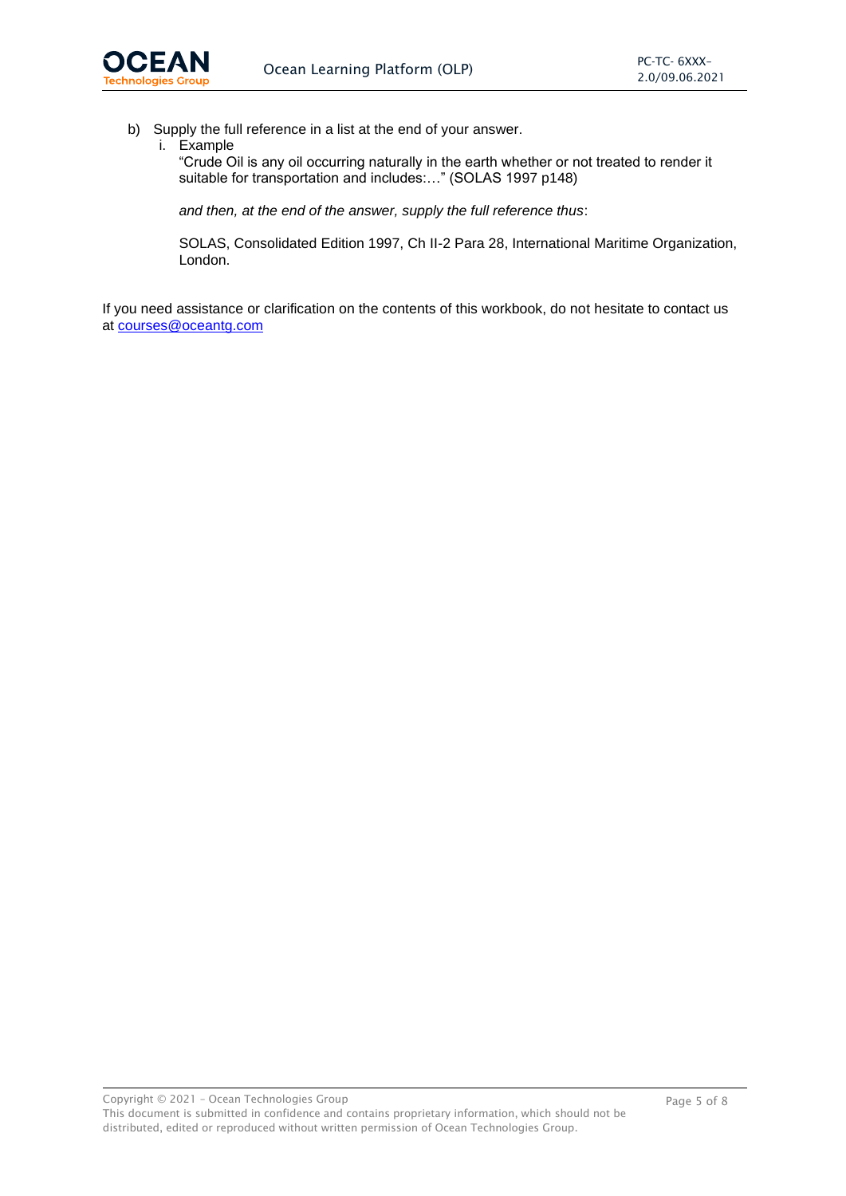b) Supply the full reference in a list at the end of your answer.

   i. Example

      "Crude Oil is any oil occurring naturally in the earth whether or not treated to render it suitable for transportation and includes:…" (SOLAS 1997 p148)

      *and then, at the end of the answer, supply the full reference thus*:

      SOLAS, Consolidated Edition 1997, Ch II-2 Para 28, International Maritime Organization, London.

If you need assistance or clarification on the contents of this workbook, do not hesitate to contact us at courses@oceantg.com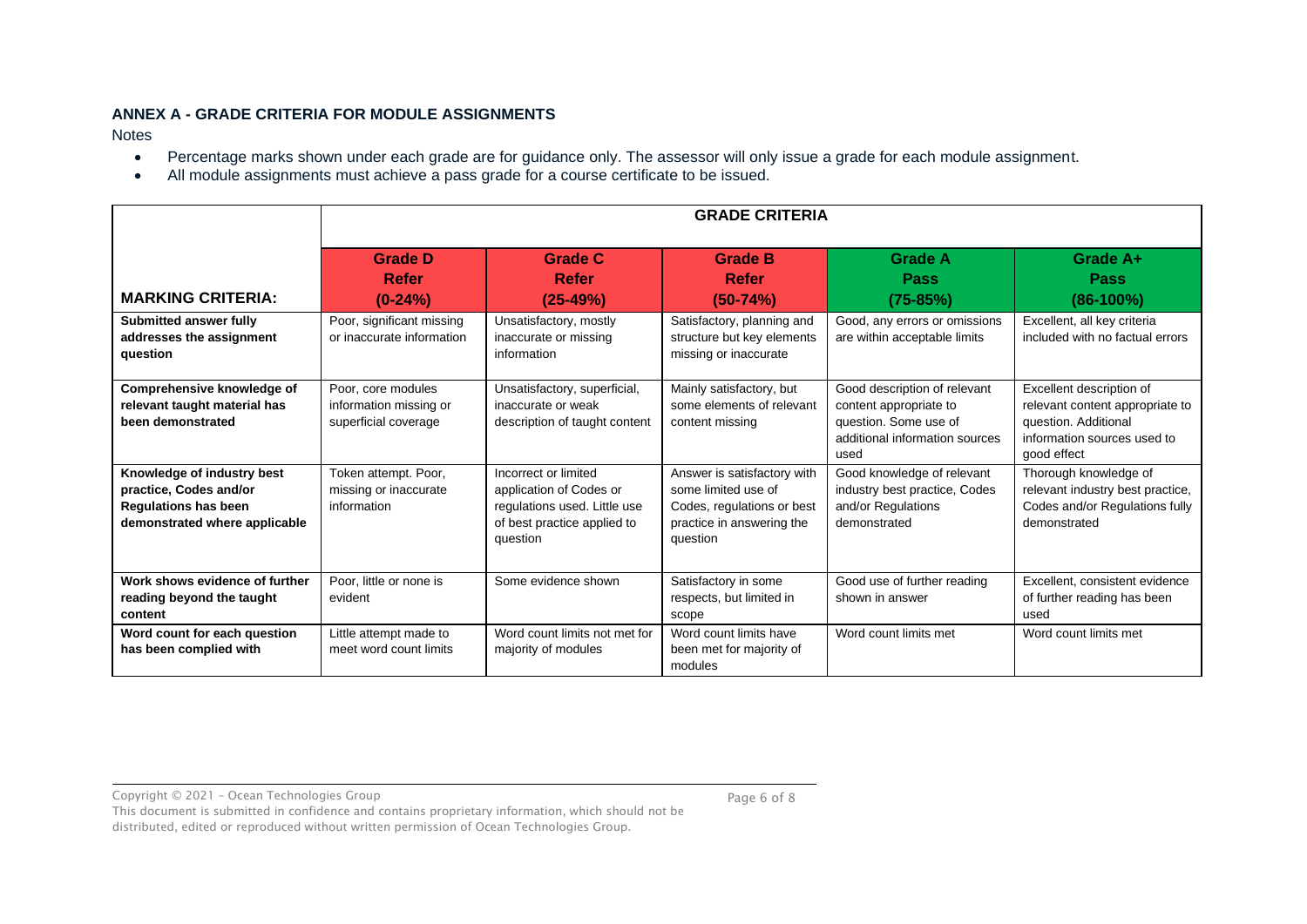## ANNEX A - GRADE CRITERIA FOR MODULE ASSIGNMENTS

Notes

- Percentage marks shown under each grade are for guidance only. The assessor will only issue a grade for each module assignment.
- All module assignments must achieve a pass grade for a course certificate to be issued.

| | GRADE CRITERIA | | | | |
|---|---|---|---|---|---|
| **MARKING CRITERIA:** | **Grade D Refer (0-24%)** | **Grade C Refer (25-49%)** | **Grade B Refer (50-74%)** | **Grade A Pass (75-85%)** | **Grade A+ Pass (86-100%)** |
| **Submitted answer fully addresses the assignment question** | Poor, significant missing or inaccurate information | Unsatisfactory, mostly inaccurate or missing information | Satisfactory, planning and structure but key elements missing or inaccurate | Good, any errors or omissions are within acceptable limits | Excellent, all key criteria included with no factual errors |
| **Comprehensive knowledge of relevant taught material has been demonstrated** | Poor, core modules information missing or superficial coverage | Unsatisfactory, superficial, inaccurate or weak description of taught content | Mainly satisfactory, but some elements of relevant content missing | Good description of relevant content appropriate to question. Some use of additional information sources used | Excellent description of relevant content appropriate to question. Additional information sources used to good effect |
| **Knowledge of industry best practice, Codes and/or Regulations has been demonstrated where applicable** | Token attempt. Poor, missing or inaccurate information | Incorrect or limited application of Codes or regulations used. Little use of best practice applied to question | Answer is satisfactory with some limited use of Codes, regulations or best practice in answering the question | Good knowledge of relevant industry best practice, Codes and/or Regulations demonstrated | Thorough knowledge of relevant industry best practice, Codes and/or Regulations fully demonstrated |
| **Work shows evidence of further reading beyond the taught content** | Poor, little or none is evident | Some evidence shown | Satisfactory in some respects, but limited in scope | Good use of further reading shown in answer | Excellent, consistent evidence of further reading has been used |
| **Word count for each question has been complied with** | Little attempt made to meet word count limits | Word count limits not met for majority of modules | Word count limits have been met for majority of modules | Word count limits met | Word count limits met |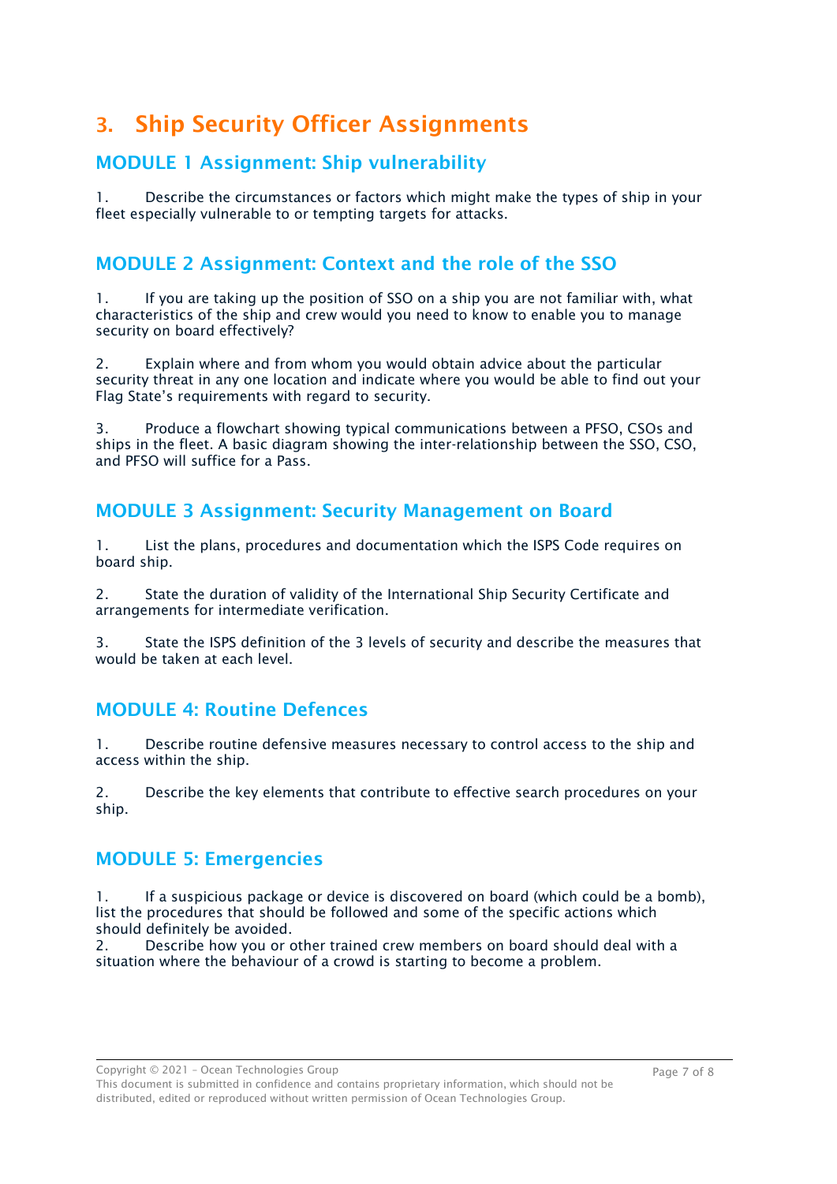# 3. Ship Security Officer Assignments

## MODULE 1 Assignment: Ship vulnerability

1. Describe the circumstances or factors which might make the types of ship in your fleet especially vulnerable to or tempting targets for attacks.

## MODULE 2 Assignment: Context and the role of the SSO

1. If you are taking up the position of SSO on a ship you are not familiar with, what characteristics of the ship and crew would you need to know to enable you to manage security on board effectively?

2. Explain where and from whom you would obtain advice about the particular security threat in any one location and indicate where you would be able to find out your Flag State's requirements with regard to security.

3. Produce a flowchart showing typical communications between a PFSO, CSOs and ships in the fleet. A basic diagram showing the inter-relationship between the SSO, CSO, and PFSO will suffice for a Pass.

## MODULE 3 Assignment: Security Management on Board

1. List the plans, procedures and documentation which the ISPS Code requires on board ship.

2. State the duration of validity of the International Ship Security Certificate and arrangements for intermediate verification.

3. State the ISPS definition of the 3 levels of security and describe the measures that would be taken at each level.

## MODULE 4: Routine Defences

1. Describe routine defensive measures necessary to control access to the ship and access within the ship.

2. Describe the key elements that contribute to effective search procedures on your ship.

## MODULE 5: Emergencies

1. If a suspicious package or device is discovered on board (which could be a bomb), list the procedures that should be followed and some of the specific actions which should definitely be avoided.
2. Describe how you or other trained crew members on board should deal with a situation where the behaviour of a crowd is starting to become a problem.

Copyright © 2021 – Ocean Technologies Group
This document is submitted in confidence and contains proprietary information, which should not be distributed, edited or reproduced without written permission of Ocean Technologies Group.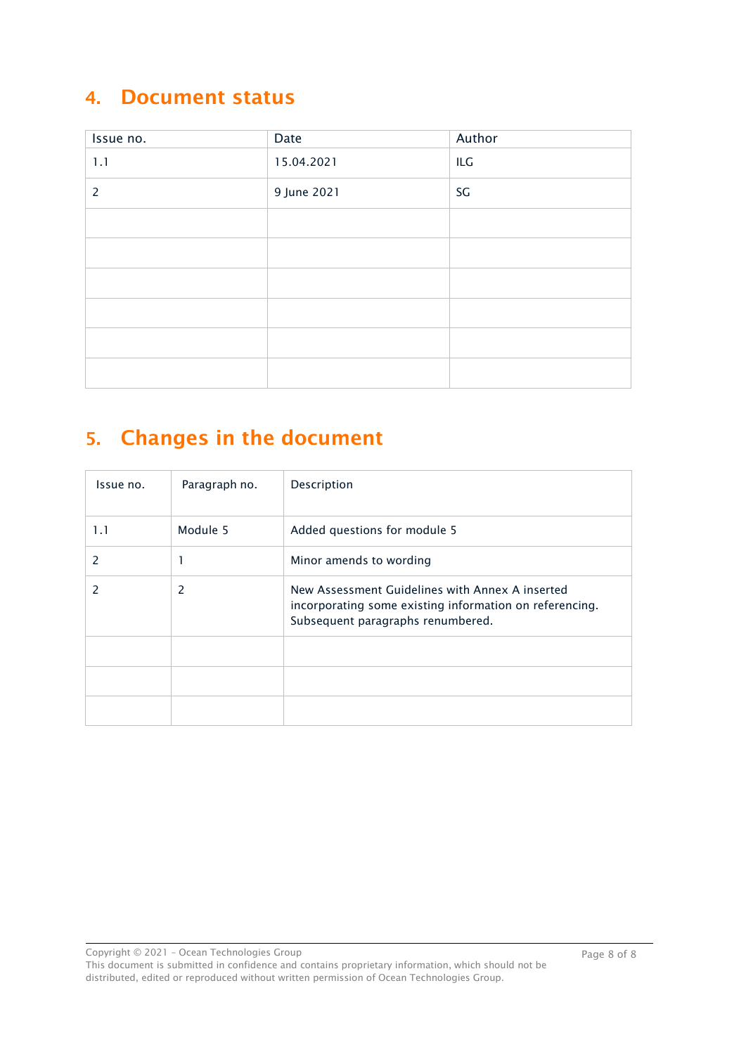## 4. Document status

| Issue no. | Date | Author |
|---|---|---|
| 1.1 | 15.04.2021 | ILG |
| 2 | 9 June 2021 | SG |
| | | |
| | | |
| | | |
| | | |
| | | |
| | | |

## 5. Changes in the document

| Issue no. | Paragraph no. | Description |
|---|---|---|
| 1.1 | Module 5 | Added questions for module 5 |
| 2 | 1 | Minor amends to wording |
| 2 | 2 | New Assessment Guidelines with Annex A inserted incorporating some existing information on referencing. Subsequent paragraphs renumbered. |
| | | |
| | | |
| | | |

Copyright © 2021 – Ocean Technologies Group
This document is submitted in confidence and contains proprietary information, which should not be distributed, edited or reproduced without written permission of Ocean Technologies Group.